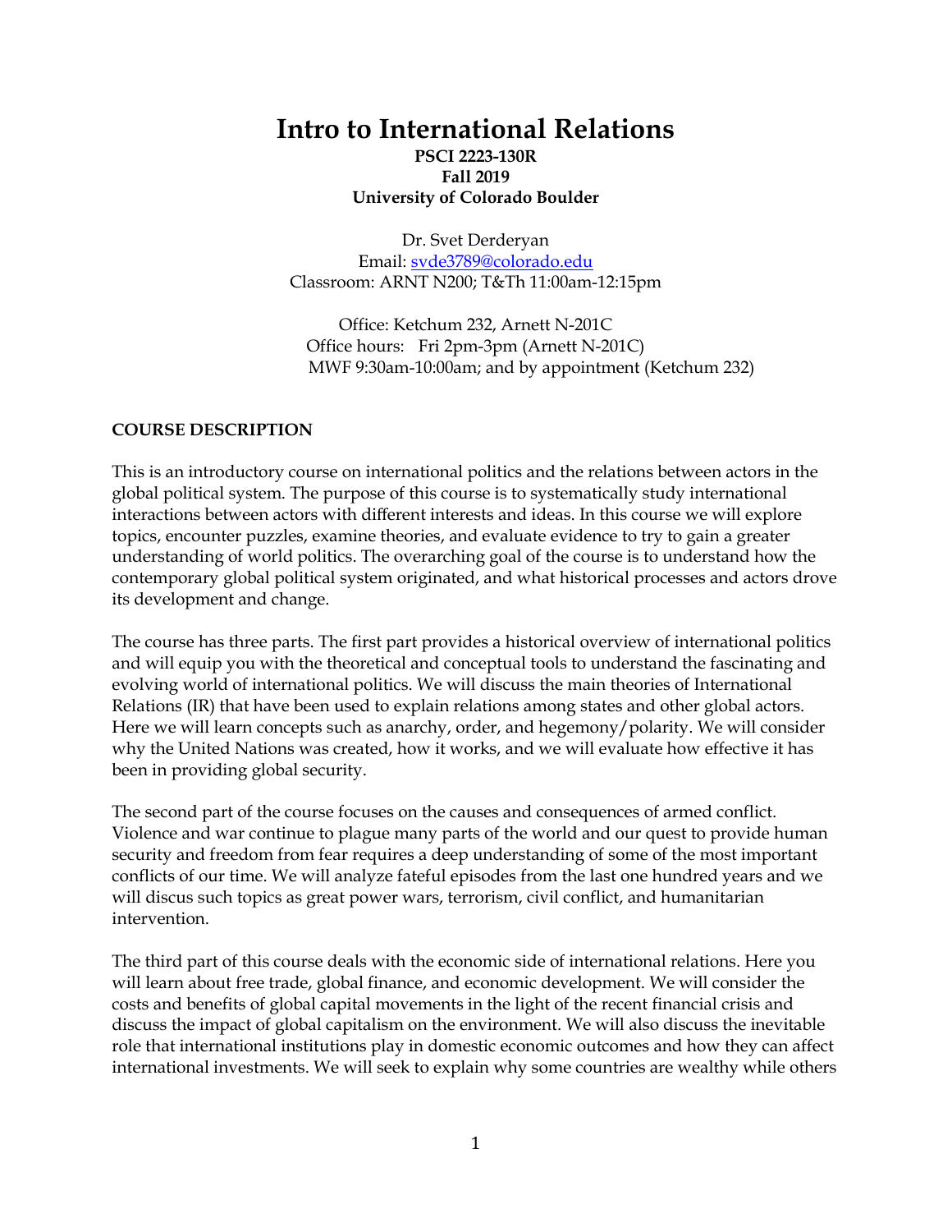# Intro to International Relations

**PSCI 2223-130R**
**Fall 2019**
**University of Colorado Boulder**

Dr. Svet Derderyan
Email: [svde3789@colorado.edu](mailto:svde3789@colorado.edu)
Classroom: ARNT N200; T&Th 11:00am-12:15pm

Office: Ketchum 232, Arnett N-201C
Office hours: Fri 2pm-3pm (Arnett N-201C)
MWF 9:30am-10:00am; and by appointment (Ketchum 232)

## COURSE DESCRIPTION

This is an introductory course on international politics and the relations between actors in the global political system. The purpose of this course is to systematically study international interactions between actors with different interests and ideas. In this course we will explore topics, encounter puzzles, examine theories, and evaluate evidence to try to gain a greater understanding of world politics. The overarching goal of the course is to understand how the contemporary global political system originated, and what historical processes and actors drove its development and change.

The course has three parts. The first part provides a historical overview of international politics and will equip you with the theoretical and conceptual tools to understand the fascinating and evolving world of international politics. We will discuss the main theories of International Relations (IR) that have been used to explain relations among states and other global actors. Here we will learn concepts such as anarchy, order, and hegemony/polarity. We will consider why the United Nations was created, how it works, and we will evaluate how effective it has been in providing global security.

The second part of the course focuses on the causes and consequences of armed conflict. Violence and war continue to plague many parts of the world and our quest to provide human security and freedom from fear requires a deep understanding of some of the most important conflicts of our time. We will analyze fateful episodes from the last one hundred years and we will discus such topics as great power wars, terrorism, civil conflict, and humanitarian intervention.

The third part of this course deals with the economic side of international relations. Here you will learn about free trade, global finance, and economic development. We will consider the costs and benefits of global capital movements in the light of the recent financial crisis and discuss the impact of global capitalism on the environment. We will also discuss the inevitable role that international institutions play in domestic economic outcomes and how they can affect international investments. We will seek to explain why some countries are wealthy while others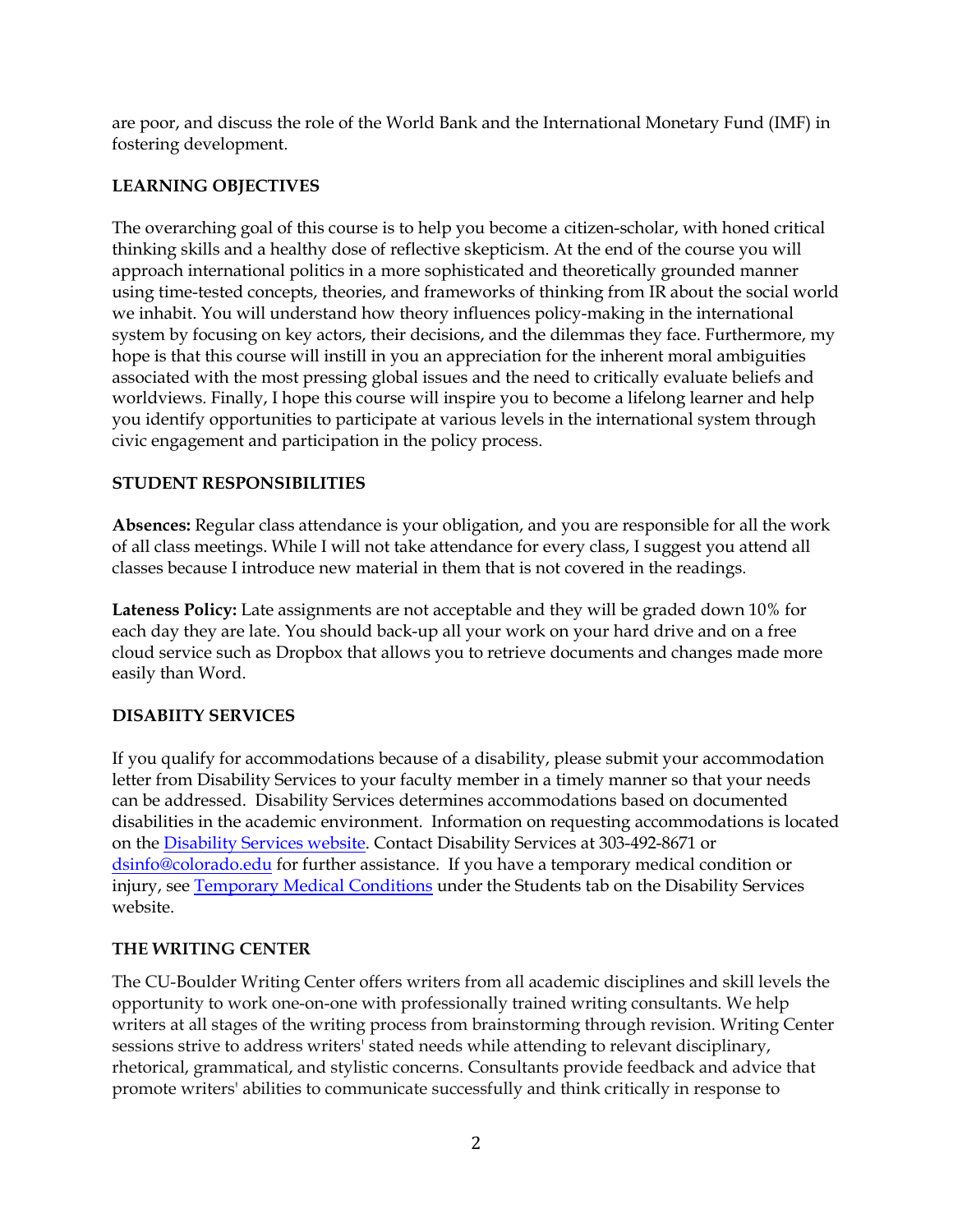are poor, and discuss the role of the World Bank and the International Monetary Fund (IMF) in fostering development.

## LEARNING OBJECTIVES

The overarching goal of this course is to help you become a citizen-scholar, with honed critical thinking skills and a healthy dose of reflective skepticism. At the end of the course you will approach international politics in a more sophisticated and theoretically grounded manner using time-tested concepts, theories, and frameworks of thinking from IR about the social world we inhabit. You will understand how theory influences policy-making in the international system by focusing on key actors, their decisions, and the dilemmas they face. Furthermore, my hope is that this course will instill in you an appreciation for the inherent moral ambiguities associated with the most pressing global issues and the need to critically evaluate beliefs and worldviews. Finally, I hope this course will inspire you to become a lifelong learner and help you identify opportunities to participate at various levels in the international system through civic engagement and participation in the policy process.

## STUDENT RESPONSIBILITIES

**Absences:** Regular class attendance is your obligation, and you are responsible for all the work of all class meetings. While I will not take attendance for every class, I suggest you attend all classes because I introduce new material in them that is not covered in the readings.

**Lateness Policy:** Late assignments are not acceptable and they will be graded down 10% for each day they are late. You should back-up all your work on your hard drive and on a free cloud service such as Dropbox that allows you to retrieve documents and changes made more easily than Word.

## DISABIITY SERVICES

If you qualify for accommodations because of a disability, please submit your accommodation letter from Disability Services to your faculty member in a timely manner so that your needs can be addressed. Disability Services determines accommodations based on documented disabilities in the academic environment. Information on requesting accommodations is located on the Disability Services website. Contact Disability Services at 303-492-8671 or dsinfo@colorado.edu for further assistance. If you have a temporary medical condition or injury, see Temporary Medical Conditions under the Students tab on the Disability Services website.

## THE WRITING CENTER

The CU-Boulder Writing Center offers writers from all academic disciplines and skill levels the opportunity to work one-on-one with professionally trained writing consultants. We help writers at all stages of the writing process from brainstorming through revision. Writing Center sessions strive to address writers' stated needs while attending to relevant disciplinary, rhetorical, grammatical, and stylistic concerns. Consultants provide feedback and advice that promote writers' abilities to communicate successfully and think critically in response to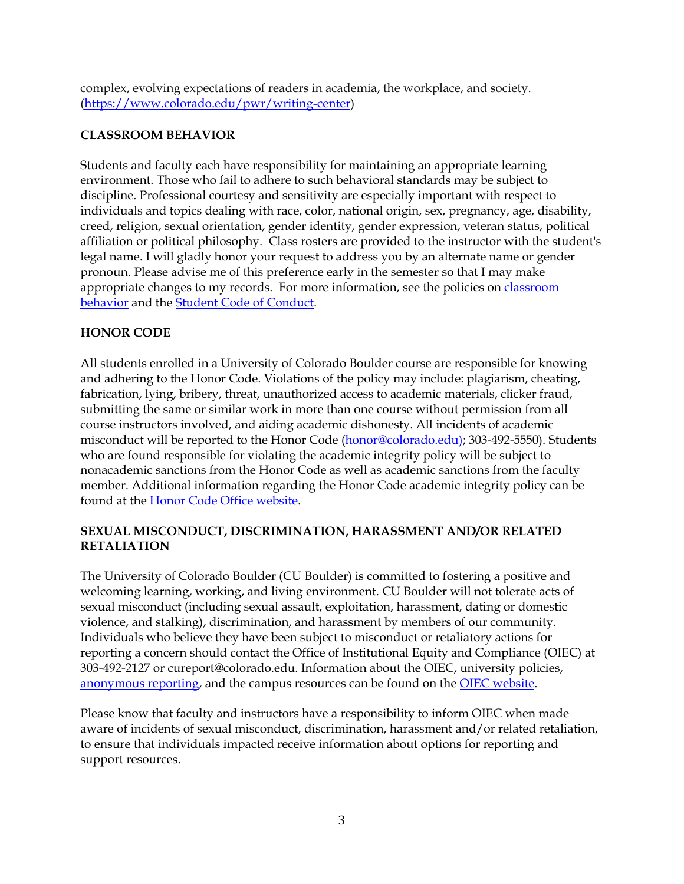complex, evolving expectations of readers in academia, the workplace, and society. ([https://www.colorado.edu/pwr/writing-center](https://www.colorado.edu/pwr/writing-center))

## CLASSROOM BEHAVIOR

Students and faculty each have responsibility for maintaining an appropriate learning environment. Those who fail to adhere to such behavioral standards may be subject to discipline. Professional courtesy and sensitivity are especially important with respect to individuals and topics dealing with race, color, national origin, sex, pregnancy, age, disability, creed, religion, sexual orientation, gender identity, gender expression, veteran status, political affiliation or political philosophy. Class rosters are provided to the instructor with the student's legal name. I will gladly honor your request to address you by an alternate name or gender pronoun. Please advise me of this preference early in the semester so that I may make appropriate changes to my records. For more information, see the policies on classroom behavior and the Student Code of Conduct.

## HONOR CODE

All students enrolled in a University of Colorado Boulder course are responsible for knowing and adhering to the Honor Code. Violations of the policy may include: plagiarism, cheating, fabrication, lying, bribery, threat, unauthorized access to academic materials, clicker fraud, submitting the same or similar work in more than one course without permission from all course instructors involved, and aiding academic dishonesty. All incidents of academic misconduct will be reported to the Honor Code (honor@colorado.edu); 303-492-5550). Students who are found responsible for violating the academic integrity policy will be subject to nonacademic sanctions from the Honor Code as well as academic sanctions from the faculty member. Additional information regarding the Honor Code academic integrity policy can be found at the Honor Code Office website.

## SEXUAL MISCONDUCT, DISCRIMINATION, HARASSMENT AND/OR RELATED RETALIATION

The University of Colorado Boulder (CU Boulder) is committed to fostering a positive and welcoming learning, working, and living environment. CU Boulder will not tolerate acts of sexual misconduct (including sexual assault, exploitation, harassment, dating or domestic violence, and stalking), discrimination, and harassment by members of our community. Individuals who believe they have been subject to misconduct or retaliatory actions for reporting a concern should contact the Office of Institutional Equity and Compliance (OIEC) at 303-492-2127 or cureport@colorado.edu. Information about the OIEC, university policies, anonymous reporting, and the campus resources can be found on the OIEC website.

Please know that faculty and instructors have a responsibility to inform OIEC when made aware of incidents of sexual misconduct, discrimination, harassment and/or related retaliation, to ensure that individuals impacted receive information about options for reporting and support resources.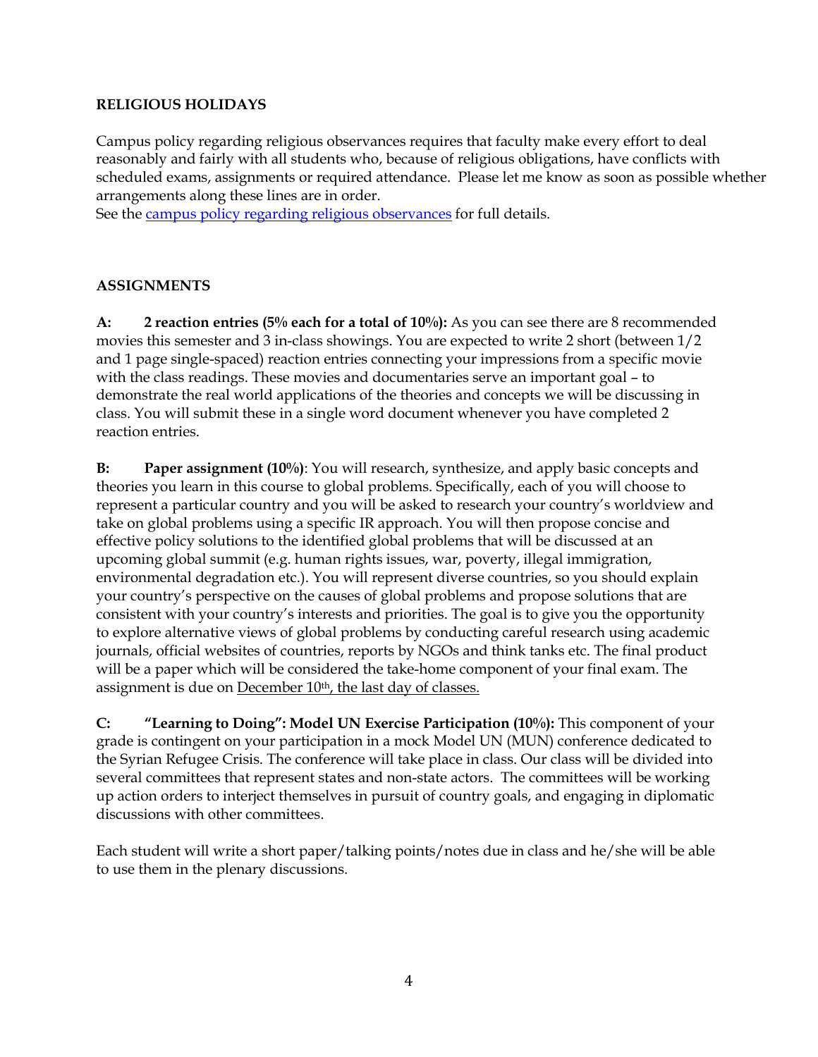**RELIGIOUS HOLIDAYS**

Campus policy regarding religious observances requires that faculty make every effort to deal reasonably and fairly with all students who, because of religious obligations, have conflicts with scheduled exams, assignments or required attendance. Please let me know as soon as possible whether arrangements along these lines are in order.
See the campus policy regarding religious observances for full details.

**ASSIGNMENTS**

**A: 2 reaction entries (5% each for a total of 10%):** As you can see there are 8 recommended movies this semester and 3 in-class showings. You are expected to write 2 short (between 1/2 and 1 page single-spaced) reaction entries connecting your impressions from a specific movie with the class readings. These movies and documentaries serve an important goal – to demonstrate the real world applications of the theories and concepts we will be discussing in class. You will submit these in a single word document whenever you have completed 2 reaction entries.

**B: Paper assignment (10%)**: You will research, synthesize, and apply basic concepts and theories you learn in this course to global problems. Specifically, each of you will choose to represent a particular country and you will be asked to research your country's worldview and take on global problems using a specific IR approach. You will then propose concise and effective policy solutions to the identified global problems that will be discussed at an upcoming global summit (e.g. human rights issues, war, poverty, illegal immigration, environmental degradation etc.). You will represent diverse countries, so you should explain your country's perspective on the causes of global problems and propose solutions that are consistent with your country's interests and priorities. The goal is to give you the opportunity to explore alternative views of global problems by conducting careful research using academic journals, official websites of countries, reports by NGOs and think tanks etc. The final product will be a paper which will be considered the take-home component of your final exam. The assignment is due on December 10th, the last day of classes.

**C: "Learning to Doing": Model UN Exercise Participation (10%):** This component of your grade is contingent on your participation in a mock Model UN (MUN) conference dedicated to the Syrian Refugee Crisis. The conference will take place in class. Our class will be divided into several committees that represent states and non-state actors. The committees will be working up action orders to interject themselves in pursuit of country goals, and engaging in diplomatic discussions with other committees.

Each student will write a short paper/talking points/notes due in class and he/she will be able to use them in the plenary discussions.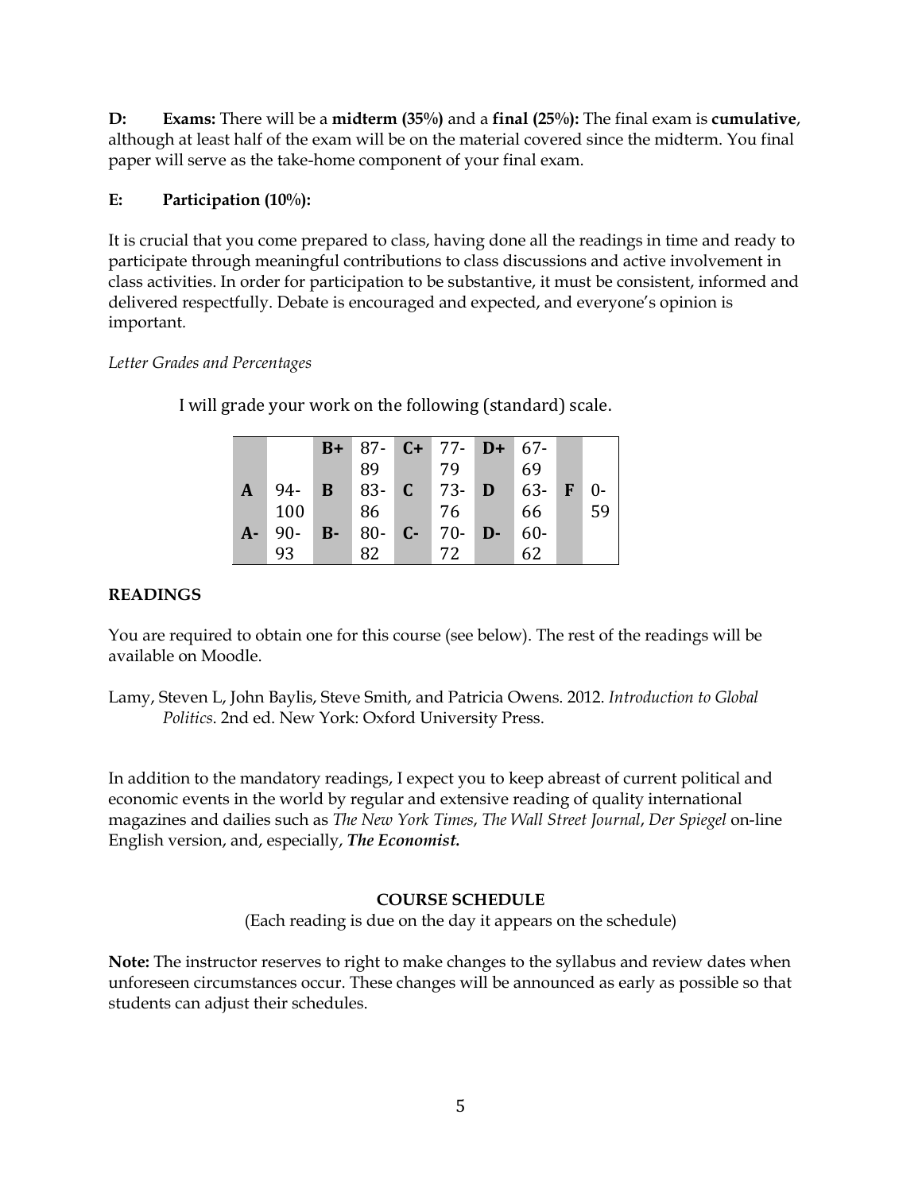**D: Exams:** There will be a **midterm (35%)** and a **final (25%):** The final exam is **cumulative**, although at least half of the exam will be on the material covered since the midterm. You final paper will serve as the take-home component of your final exam.

**E: Participation (10%):**

It is crucial that you come prepared to class, having done all the readings in time and ready to participate through meaningful contributions to class discussions and active involvement in class activities. In order for participation to be substantive, it must be consistent, informed and delivered respectfully. Debate is encouraged and expected, and everyone's opinion is important.

*Letter Grades and Percentages*

I will grade your work on the following (standard) scale.

| | | | | | | | | | |
|---|---|---|---|---|---|---|---|---|---|
| | | **B+** | 87-89 | **C+** | 77-79 | **D+** | 67-69 | | |
| **A** | 94-100 | **B** | 83-86 | **C** | 73-76 | **D** | 63-66 | **F** | 0-59 |
| **A-** | 90-93 | **B-** | 80-82 | **C-** | 70-72 | **D-** | 60-62 | | |

**READINGS**

You are required to obtain one for this course (see below). The rest of the readings will be available on Moodle.

Lamy, Steven L, John Baylis, Steve Smith, and Patricia Owens. 2012. *Introduction to Global Politics*. 2nd ed. New York: Oxford University Press.

In addition to the mandatory readings, I expect you to keep abreast of current political and economic events in the world by regular and extensive reading of quality international magazines and dailies such as *The New York Times*, *The Wall Street Journal*, *Der Spiegel* on-line English version, and, especially, ***The Economist.***

**COURSE SCHEDULE**

(Each reading is due on the day it appears on the schedule)

**Note:** The instructor reserves to right to make changes to the syllabus and review dates when unforeseen circumstances occur. These changes will be announced as early as possible so that students can adjust their schedules.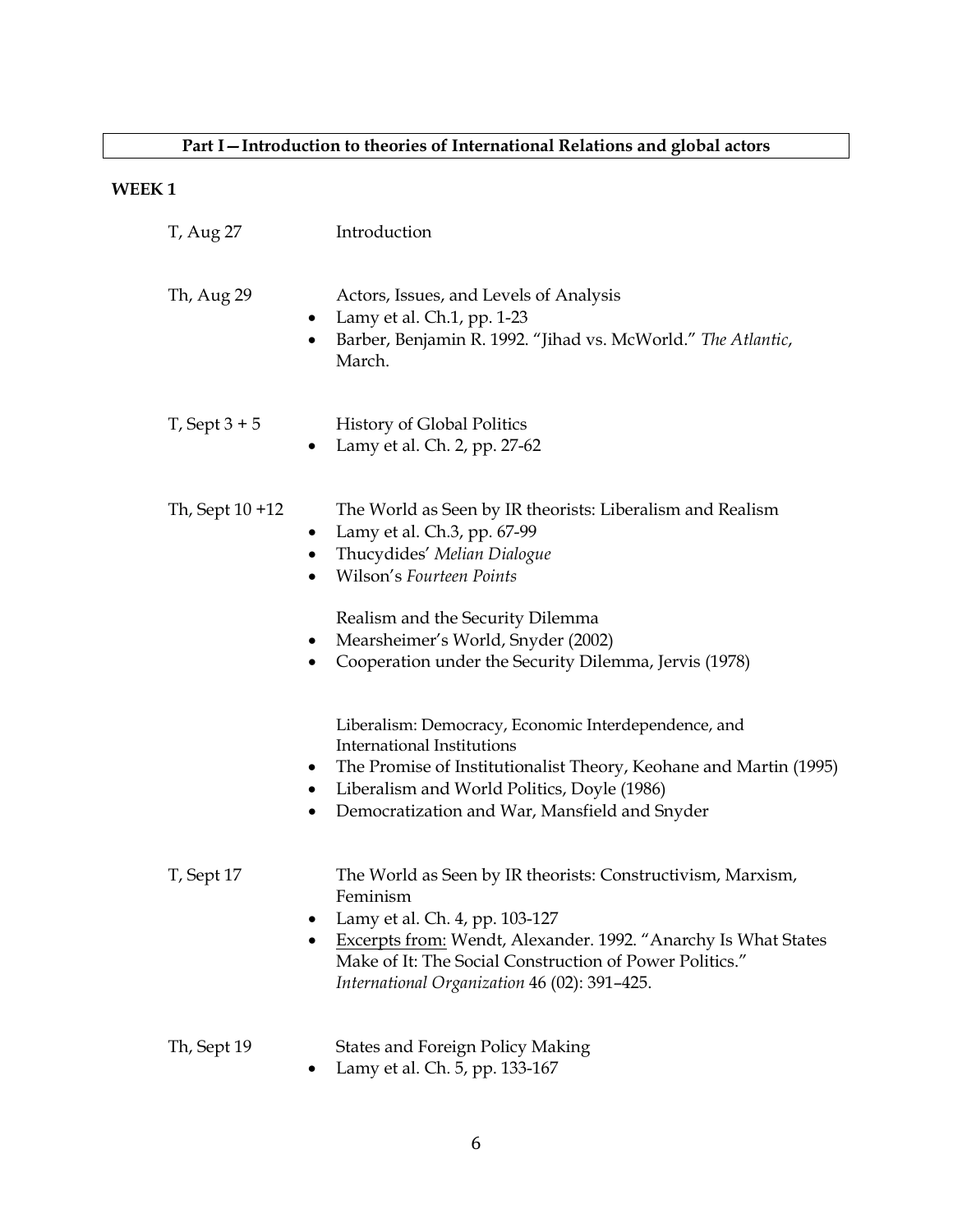## Part I—Introduction to theories of International Relations and global actors

### WEEK 1

T, Aug 27 — Introduction

Th, Aug 29 — Actors, Issues, and Levels of Analysis

- Lamy et al. Ch.1, pp. 1-23
- Barber, Benjamin R. 1992. "Jihad vs. McWorld." *The Atlantic*, March.

T, Sept 3 + 5 — History of Global Politics

- Lamy et al. Ch. 2, pp. 27-62

Th, Sept 10 +12 — The World as Seen by IR theorists: Liberalism and Realism

- Lamy et al. Ch.3, pp. 67-99
- Thucydides' *Melian Dialogue*
- Wilson's *Fourteen Points*

Realism and the Security Dilemma

- Mearsheimer's World, Snyder (2002)
- Cooperation under the Security Dilemma, Jervis (1978)

Liberalism: Democracy, Economic Interdependence, and International Institutions

- The Promise of Institutionalist Theory, Keohane and Martin (1995)
- Liberalism and World Politics, Doyle (1986)
- Democratization and War, Mansfield and Snyder

T, Sept 17 — The World as Seen by IR theorists: Constructivism, Marxism, Feminism

- Lamy et al. Ch. 4, pp. 103-127
- Excerpts from: Wendt, Alexander. 1992. "Anarchy Is What States Make of It: The Social Construction of Power Politics." *International Organization* 46 (02): 391–425.

Th, Sept 19 — States and Foreign Policy Making

- Lamy et al. Ch. 5, pp. 133-167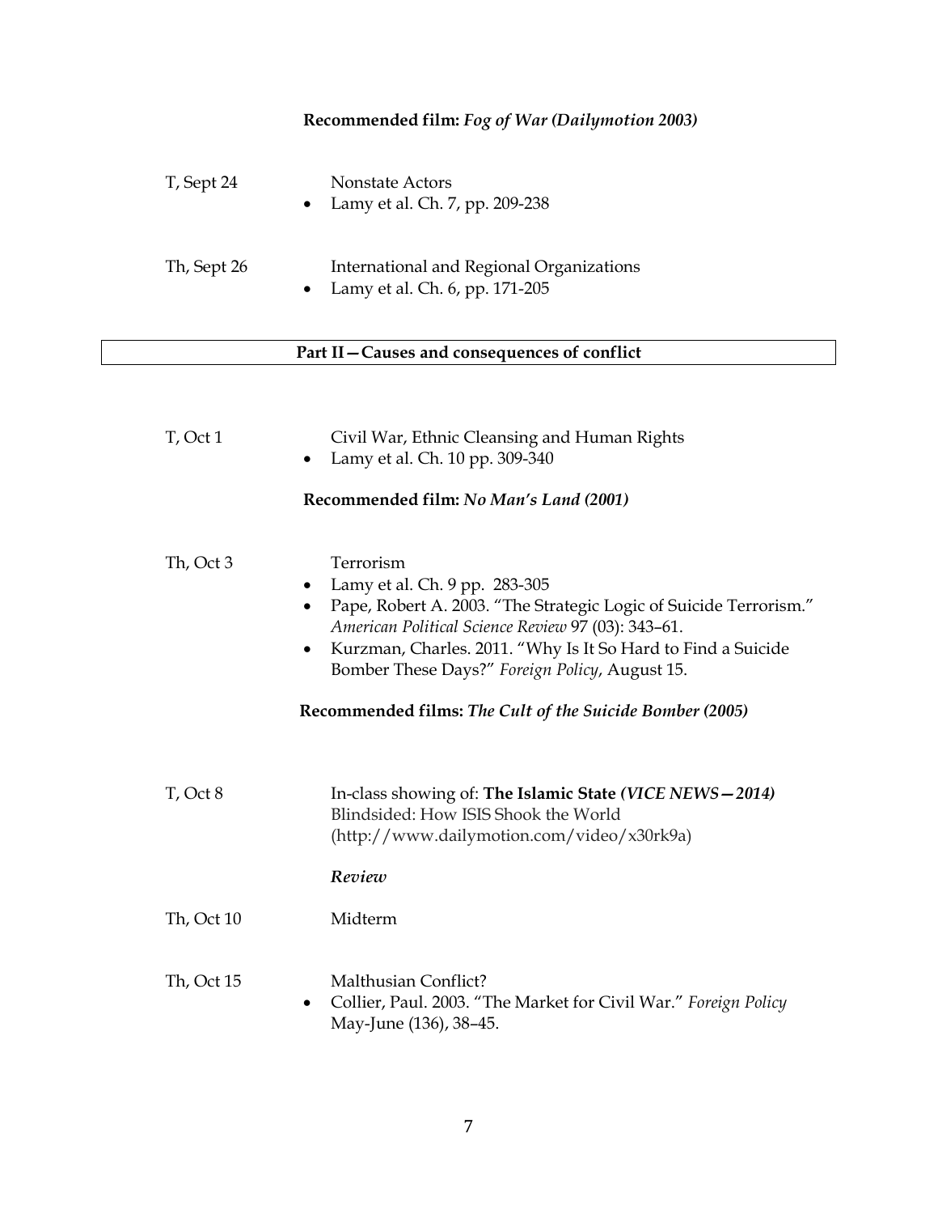**Recommended film:** ***Fog of War (Dailymotion 2003)***

T, Sept 24 — Nonstate Actors

- Lamy et al. Ch. 7, pp. 209-238

Th, Sept 26 — International and Regional Organizations

- Lamy et al. Ch. 6, pp. 171-205

## Part II—Causes and consequences of conflict

T, Oct 1 — Civil War, Ethnic Cleansing and Human Rights

- Lamy et al. Ch. 10 pp. 309-340

**Recommended film:** ***No Man's Land (2001)***

Th, Oct 3 — Terrorism

- Lamy et al. Ch. 9 pp. 283-305
- Pape, Robert A. 2003. "The Strategic Logic of Suicide Terrorism." *American Political Science Review* 97 (03): 343–61.
- Kurzman, Charles. 2011. "Why Is It So Hard to Find a Suicide Bomber These Days?" *Foreign Policy*, August 15.

**Recommended films:** ***The Cult of the Suicide Bomber (2005)***

T, Oct 8 — In-class showing of: **The Islamic State** ***(VICE NEWS—2014)***
Blindsided: How ISIS Shook the World
(http://www.dailymotion.com/video/x30rk9a)

***Review***

Th, Oct 10 — Midterm

Th, Oct 15 — Malthusian Conflict?

- Collier, Paul. 2003. "The Market for Civil War." *Foreign Policy* May-June (136), 38–45.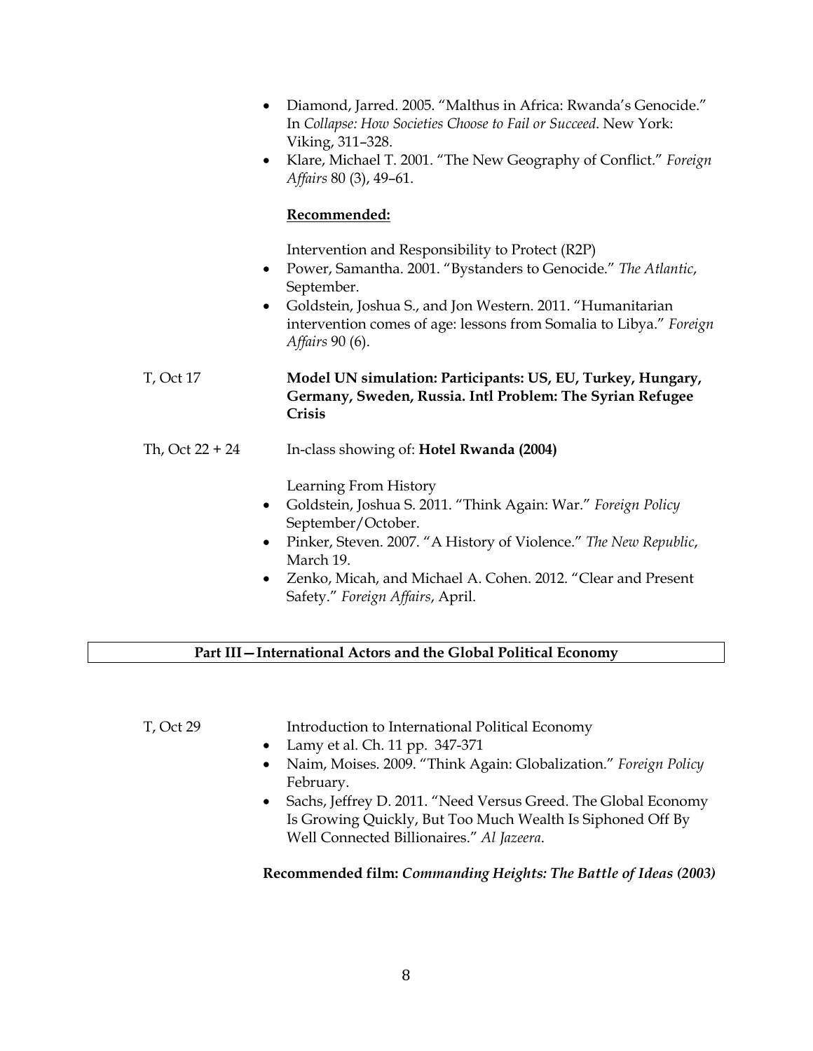- Diamond, Jarred. 2005. "Malthus in Africa: Rwanda's Genocide." In *Collapse: How Societies Choose to Fail or Succeed*. New York: Viking, 311–328.
- Klare, Michael T. 2001. "The New Geography of Conflict." *Foreign Affairs* 80 (3), 49–61.

**Recommended:**

Intervention and Responsibility to Protect (R2P)

- Power, Samantha. 2001. "Bystanders to Genocide." *The Atlantic*, September.
- Goldstein, Joshua S., and Jon Western. 2011. "Humanitarian intervention comes of age: lessons from Somalia to Libya." *Foreign Affairs* 90 (6).

T, Oct 17 — **Model UN simulation: Participants: US, EU, Turkey, Hungary, Germany, Sweden, Russia. Intl Problem: The Syrian Refugee Crisis**

Th, Oct 22 + 24 — In-class showing of: **Hotel Rwanda (2004)**

Learning From History

- Goldstein, Joshua S. 2011. "Think Again: War." *Foreign Policy* September/October.
- Pinker, Steven. 2007. "A History of Violence." *The New Republic*, March 19.
- Zenko, Micah, and Michael A. Cohen. 2012. "Clear and Present Safety." *Foreign Affairs*, April.

## Part III—International Actors and the Global Political Economy

T, Oct 29 — Introduction to International Political Economy

- Lamy et al. Ch. 11 pp. 347-371
- Naim, Moises. 2009. "Think Again: Globalization." *Foreign Policy* February.
- Sachs, Jeffrey D. 2011. "Need Versus Greed. The Global Economy Is Growing Quickly, But Too Much Wealth Is Siphoned Off By Well Connected Billionaires." *Al Jazeera*.

**Recommended film:** ***Commanding Heights: The Battle of Ideas (2003)***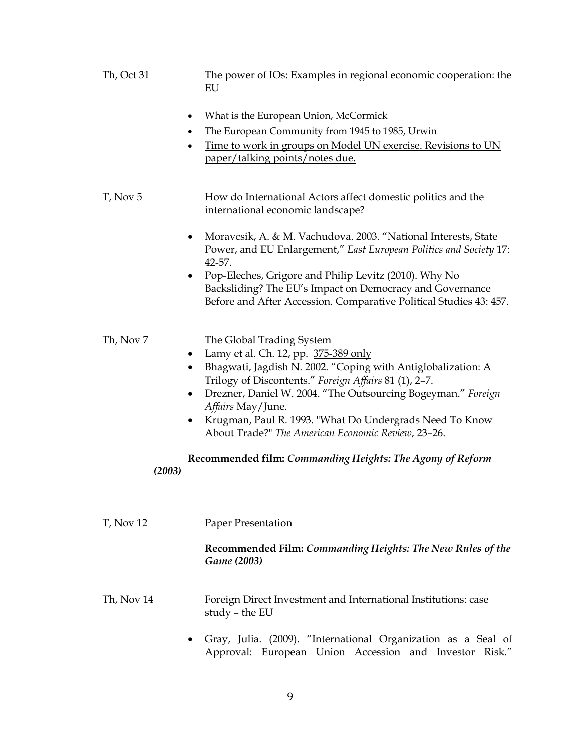**Th, Oct 31** The power of IOs: Examples in regional economic cooperation: the EU

- What is the European Union, McCormick
- The European Community from 1945 to 1985, Urwin
- <u>Time to work in groups on Model UN exercise. Revisions to UN paper/talking points/notes due.</u>

**T, Nov 5** How do International Actors affect domestic politics and the international economic landscape?

- Moravcsik, A. & M. Vachudova. 2003. "National Interests, State Power, and EU Enlargement," *East European Politics and Society* 17: 42-57.
- Pop-Eleches, Grigore and Philip Levitz (2010). Why No Backsliding? The EU's Impact on Democracy and Governance Before and After Accession. Comparative Political Studies 43: 457.

**Th, Nov 7** The Global Trading System

- Lamy et al. Ch. 12, pp. <u>375-389 only</u>
- Bhagwati, Jagdish N. 2002. "Coping with Antiglobalization: A Trilogy of Discontents." *Foreign Affairs* 81 (1), 2–7.
- Drezner, Daniel W. 2004. "The Outsourcing Bogeyman." *Foreign Affairs* May/June.
- Krugman, Paul R. 1993. "What Do Undergrads Need To Know About Trade?" *The American Economic Review*, 23–26.

**Recommended film:** ***Commanding Heights: The Agony of Reform (2003)***

**T, Nov 12** Paper Presentation

**Recommended Film:** ***Commanding Heights: The New Rules of the Game (2003)***

**Th, Nov 14** Foreign Direct Investment and International Institutions: case study – the EU

- Gray, Julia. (2009). "International Organization as a Seal of Approval: European Union Accession and Investor Risk."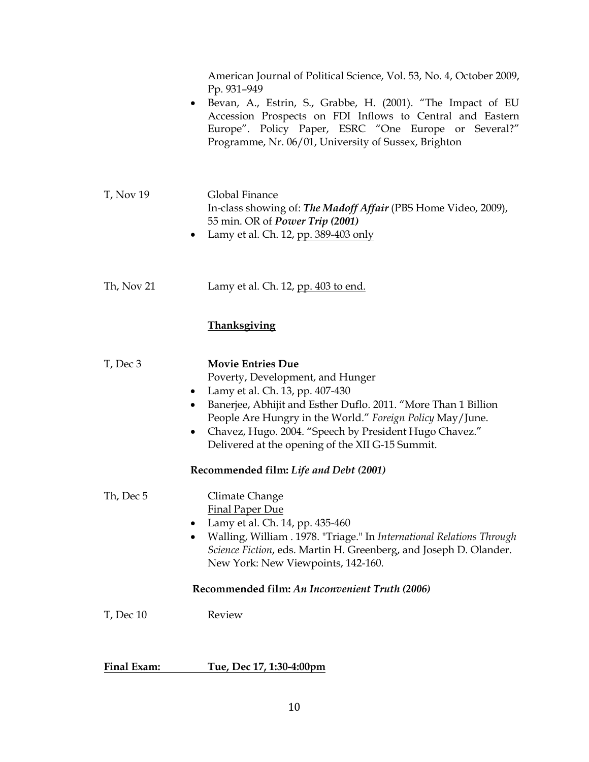American Journal of Political Science, Vol. 53, No. 4, October 2009, Pp. 931–949

- Bevan, A., Estrin, S., Grabbe, H. (2001). "The Impact of EU Accession Prospects on FDI Inflows to Central and Eastern Europe". Policy Paper, ESRC "One Europe or Several?" Programme, Nr. 06/01, University of Sussex, Brighton

T, Nov 19 — Global Finance

In-class showing of: ***The Madoff Affair*** (PBS Home Video, 2009), 55 min. OR of ***Power Trip (2001)***

- Lamy et al. Ch. 12, <u>pp. 389-403 only</u>

Th, Nov 21 — Lamy et al. Ch. 12, <u>pp. 403 to end.</u>

**<u>Thanksgiving</u>**

T, Dec 3 — **Movie Entries Due**

Poverty, Development, and Hunger

- Lamy et al. Ch. 13, pp. 407-430
- Banerjee, Abhijit and Esther Duflo. 2011. "More Than 1 Billion People Are Hungry in the World." *Foreign Policy* May/June.
- Chavez, Hugo. 2004. "Speech by President Hugo Chavez." Delivered at the opening of the XII G-15 Summit.

**Recommended film: *Life and Debt (2001)***

Th, Dec 5 — Climate Change

<u>Final Paper Due</u>

- Lamy et al. Ch. 14, pp. 435-460
- Walling, William . 1978. "Triage." In *International Relations Through Science Fiction*, eds. Martin H. Greenberg, and Joseph D. Olander. New York: New Viewpoints, 142-160.

**Recommended film: *An Inconvenient Truth (2006)***

T, Dec 10 — Review

**<u>Final Exam: Tue, Dec 17, 1:30-4:00pm</u>**